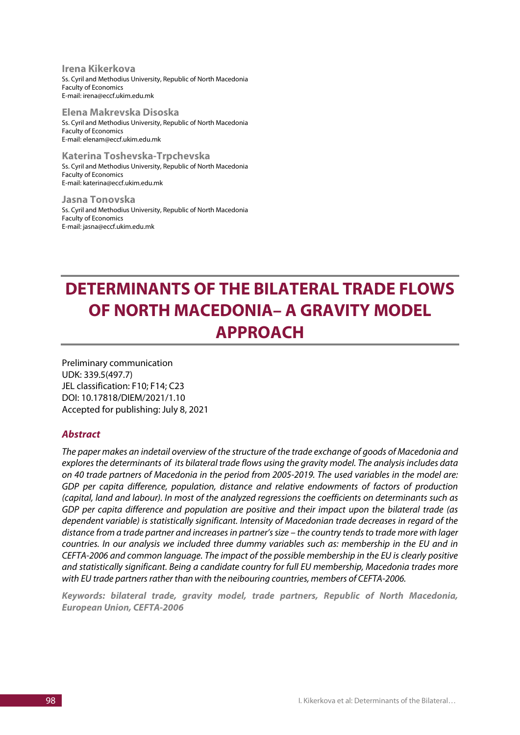**Irena Kikerkova**
Ss. Cyril and Methodius University, Republic of North Macedonia
Faculty of Economics
E-mail: irena@eccf.ukim.edu.mk

**Elena Makrevska Disoska**
Ss. Cyril and Methodius University, Republic of North Macedonia
Faculty of Economics
E-mail: elenam@eccf.ukim.edu.mk

**Katerina Toshevska-Trpchevska**
Ss. Cyril and Methodius University, Republic of North Macedonia
Faculty of Economics
E-mail: katerina@eccf.ukim.edu.mk

**Jasna Tonovska**
Ss. Cyril and Methodius University, Republic of North Macedonia
Faculty of Economics
E-mail: jasna@eccf.ukim.edu.mk

# DETERMINANTS OF THE BILATERAL TRADE FLOWS OF NORTH MACEDONIA– A GRAVITY MODEL APPROACH

Preliminary communication
UDK: 339.5(497.7)
JEL classification: F10; F14; C23
DOI: 10.17818/DIEM/2021/1.10
Accepted for publishing: July 8, 2021

## Abstract

*The paper makes an indetail overview of the structure of the trade exchange of goods of Macedonia and explores the determinants of its bilateral trade flows using the gravity model. The analysis includes data on 40 trade partners of Macedonia in the period from 2005-2019. The used variables in the model are: GDP per capita difference, population, distance and relative endowments of factors of production (capital, land and labour). In most of the analyzed regressions the coefficients on determinants such as GDP per capita difference and population are positive and their impact upon the bilateral trade (as dependent variable) is statistically significant. Intensity of Macedonian trade decreases in regard of the distance from a trade partner and increases in partner's size – the country tends to trade more with lager countries. In our analysis we included three dummy variables such as: membership in the EU and in CEFTA-2006 and common language. The impact of the possible membership in the EU is clearly positive and statistically significant. Being a candidate country for full EU membership, Macedonia trades more with EU trade partners rather than with the neibouring countries, members of CEFTA-2006.*

***Keywords: bilateral trade, gravity model, trade partners, Republic of North Macedonia, European Union, CEFTA-2006***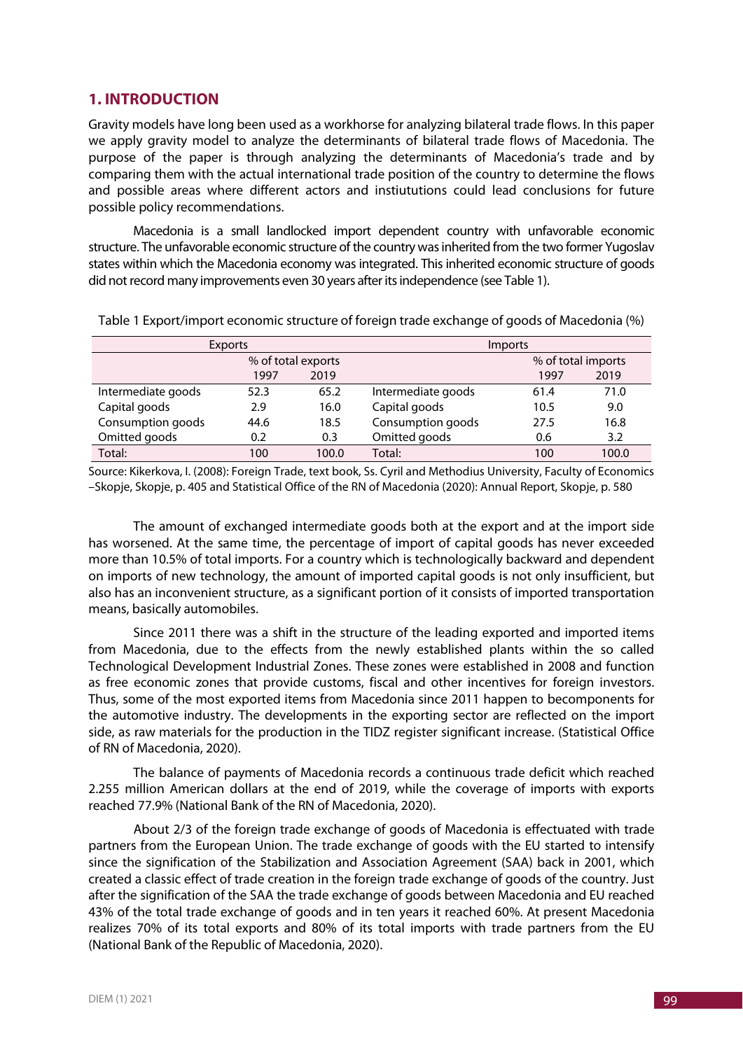## 1. INTRODUCTION

Gravity models have long been used as a workhorse for analyzing bilateral trade flows. In this paper we apply gravity model to analyze the determinants of bilateral trade flows of Macedonia. The purpose of the paper is through analyzing the determinants of Macedonia's trade and by comparing them with the actual international trade position of the country to determine the flows and possible areas where different actors and instiutions could lead conclusions for future possible policy recommendations.

Macedonia is a small landlocked import dependent country with unfavorable economic structure. The unfavorable economic structure of the country was inherited from the two former Yugoslav states within which the Macedonia economy was integrated. This inherited economic structure of goods did not record many improvements even 30 years after its independence (see Table 1).

Table 1 Export/import economic structure of foreign trade exchange of goods of Macedonia (%)

| Exports | | | Imports | | |
|---|---|---|---|---|---|
| | % of total exports | | | % of total imports | |
| | 1997 | 2019 | | 1997 | 2019 |
| Intermediate goods | 52.3 | 65.2 | Intermediate goods | 61.4 | 71.0 |
| Capital goods | 2.9 | 16.0 | Capital goods | 10.5 | 9.0 |
| Consumption goods | 44.6 | 18.5 | Consumption goods | 27.5 | 16.8 |
| Omitted goods | 0.2 | 0.3 | Omitted goods | 0.6 | 3.2 |
| Total: | 100 | 100.0 | Total: | 100 | 100.0 |

Source: Kikerkova, I. (2008): Foreign Trade, text book, Ss. Cyril and Methodius University, Faculty of Economics –Skopje, Skopje, p. 405 and Statistical Office of the RN of Macedonia (2020): Annual Report, Skopje, p. 580

The amount of exchanged intermediate goods both at the export and at the import side has worsened. At the same time, the percentage of import of capital goods has never exceeded more than 10.5% of total imports. For a country which is technologically backward and dependent on imports of new technology, the amount of imported capital goods is not only insufficient, but also has an inconvenient structure, as a significant portion of it consists of imported transportation means, basically automobiles.

Since 2011 there was a shift in the structure of the leading exported and imported items from Macedonia, due to the effects from the newly established plants within the so called Technological Development Industrial Zones. These zones were established in 2008 and function as free economic zones that provide customs, fiscal and other incentives for foreign investors. Thus, some of the most exported items from Macedonia since 2011 happen to becomponents for the automotive industry. The developments in the exporting sector are reflected on the import side, as raw materials for the production in the TIDZ register significant increase. (Statistical Office of RN of Macedonia, 2020).

The balance of payments of Macedonia records a continuous trade deficit which reached 2.255 million American dollars at the end of 2019, while the coverage of imports with exports reached 77.9% (National Bank of the RN of Macedonia, 2020).

About 2/3 of the foreign trade exchange of goods of Macedonia is effectuated with trade partners from the European Union. The trade exchange of goods with the EU started to intensify since the signification of the Stabilization and Association Agreement (SAA) back in 2001, which created a classic effect of trade creation in the foreign trade exchange of goods of the country. Just after the signification of the SAA the trade exchange of goods between Macedonia and EU reached 43% of the total trade exchange of goods and in ten years it reached 60%. At present Macedonia realizes 70% of its total exports and 80% of its total imports with trade partners from the EU (National Bank of the Republic of Macedonia, 2020).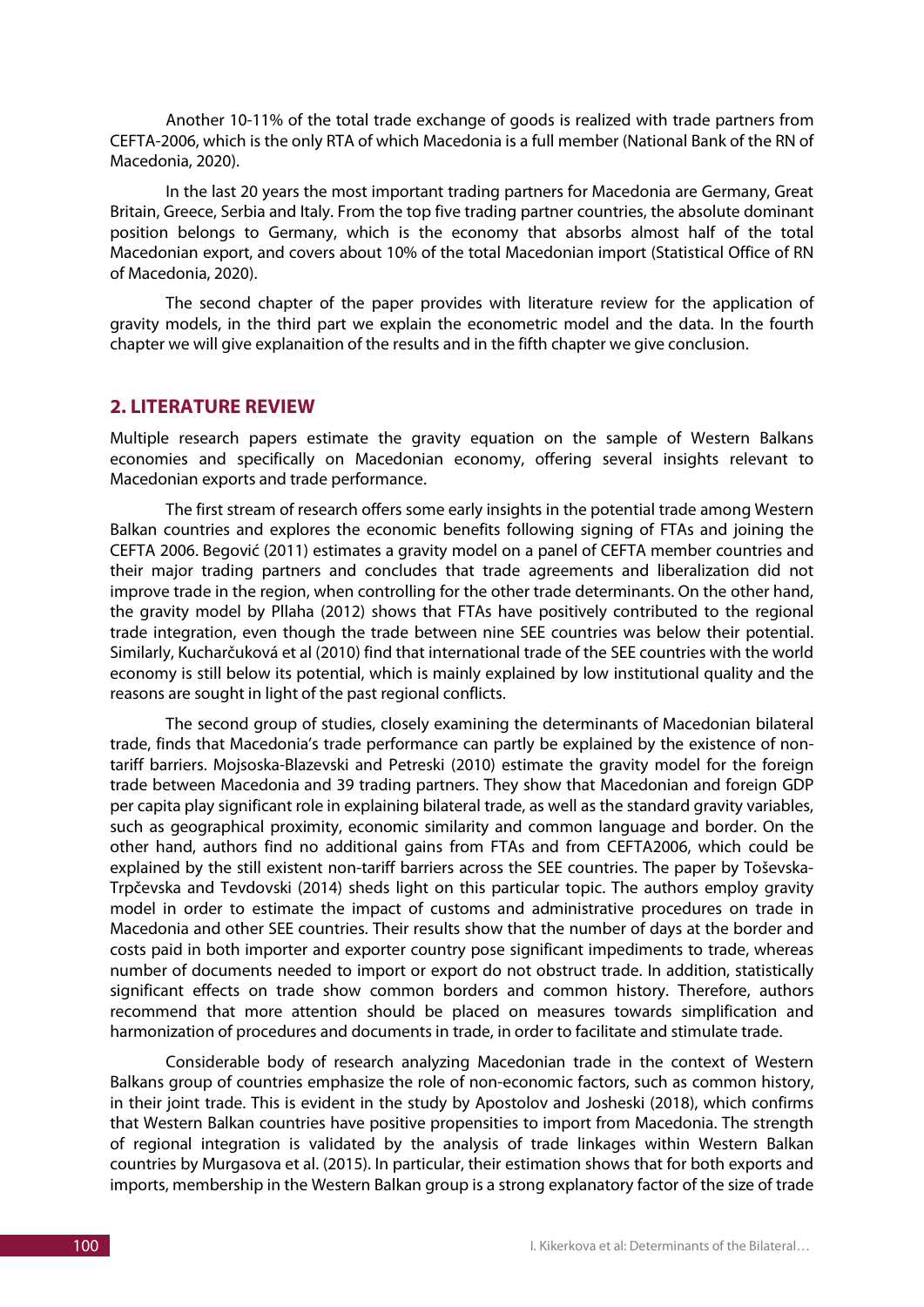Another 10-11% of the total trade exchange of goods is realized with trade partners from CEFTA-2006, which is the only RTA of which Macedonia is a full member (National Bank of the RN of Macedonia, 2020).

In the last 20 years the most important trading partners for Macedonia are Germany, Great Britain, Greece, Serbia and Italy. From the top five trading partner countries, the absolute dominant position belongs to Germany, which is the economy that absorbs almost half of the total Macedonian export, and covers about 10% of the total Macedonian import (Statistical Office of RN of Macedonia, 2020).

The second chapter of the paper provides with literature review for the application of gravity models, in the third part we explain the econometric model and the data. In the fourth chapter we will give explanaition of the results and in the fifth chapter we give conclusion.

## 2. LITERATURE REVIEW

Multiple research papers estimate the gravity equation on the sample of Western Balkans economies and specifically on Macedonian economy, offering several insights relevant to Macedonian exports and trade performance.

The first stream of research offers some early insights in the potential trade among Western Balkan countries and explores the economic benefits following signing of FTAs and joining the CEFTA 2006. Begović (2011) estimates a gravity model on a panel of CEFTA member countries and their major trading partners and concludes that trade agreements and liberalization did not improve trade in the region, when controlling for the other trade determinants. On the other hand, the gravity model by Pllaha (2012) shows that FTAs have positively contributed to the regional trade integration, even though the trade between nine SEE countries was below their potential. Similarly, Kucharčuková et al (2010) find that international trade of the SEE countries with the world economy is still below its potential, which is mainly explained by low institutional quality and the reasons are sought in light of the past regional conflicts.

The second group of studies, closely examining the determinants of Macedonian bilateral trade, finds that Macedonia's trade performance can partly be explained by the existence of non-tariff barriers. Mojsoska-Blazevski and Petreski (2010) estimate the gravity model for the foreign trade between Macedonia and 39 trading partners. They show that Macedonian and foreign GDP per capita play significant role in explaining bilateral trade, as well as the standard gravity variables, such as geographical proximity, economic similarity and common language and border. On the other hand, authors find no additional gains from FTAs and from CEFTA2006, which could be explained by the still existent non-tariff barriers across the SEE countries. The paper by Toševska-Trpčevska and Tevdovski (2014) sheds light on this particular topic. The authors employ gravity model in order to estimate the impact of customs and administrative procedures on trade in Macedonia and other SEE countries. Their results show that the number of days at the border and costs paid in both importer and exporter country pose significant impediments to trade, whereas number of documents needed to import or export do not obstruct trade. In addition, statistically significant effects on trade show common borders and common history. Therefore, authors recommend that more attention should be placed on measures towards simplification and harmonization of procedures and documents in trade, in order to facilitate and stimulate trade.

Considerable body of research analyzing Macedonian trade in the context of Western Balkans group of countries emphasize the role of non-economic factors, such as common history, in their joint trade. This is evident in the study by Apostolov and Josheski (2018), which confirms that Western Balkan countries have positive propensities to import from Macedonia. The strength of regional integration is validated by the analysis of trade linkages within Western Balkan countries by Murgasova et al. (2015). In particular, their estimation shows that for both exports and imports, membership in the Western Balkan group is a strong explanatory factor of the size of trade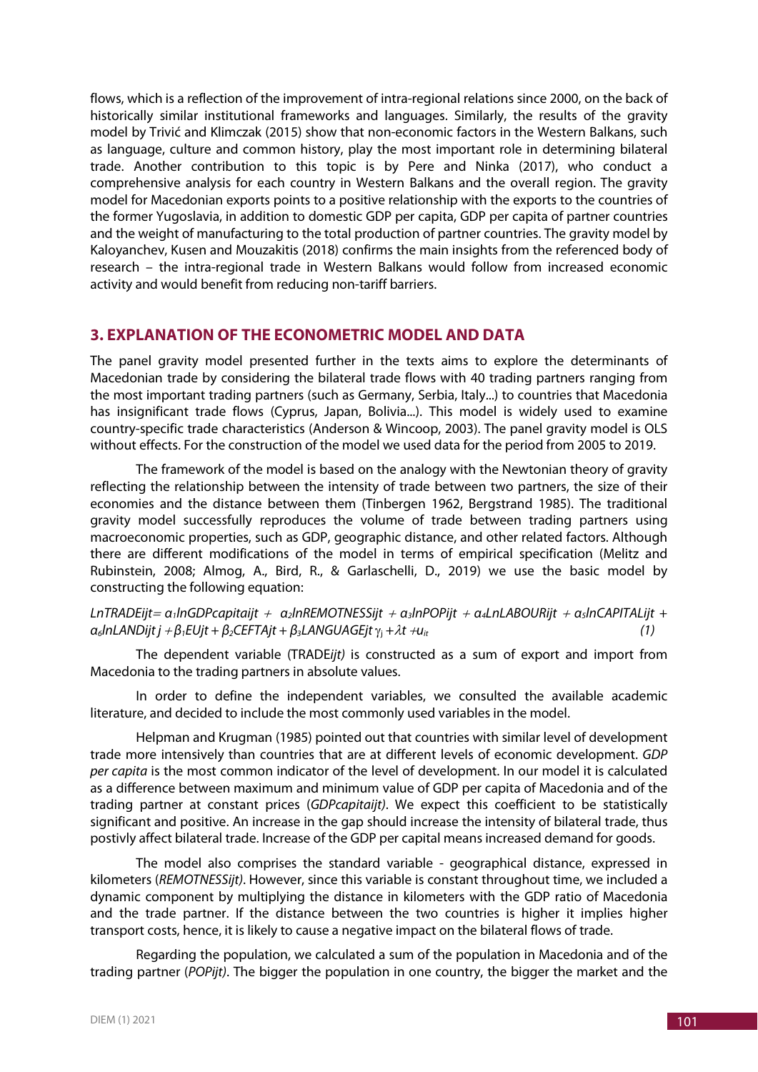flows, which is a reflection of the improvement of intra-regional relations since 2000, on the back of historically similar institutional frameworks and languages. Similarly, the results of the gravity model by Trivić and Klimczak (2015) show that non-economic factors in the Western Balkans, such as language, culture and common history, play the most important role in determining bilateral trade. Another contribution to this topic is by Pere and Ninka (2017), who conduct a comprehensive analysis for each country in Western Balkans and the overall region. The gravity model for Macedonian exports points to a positive relationship with the exports to the countries of the former Yugoslavia, in addition to domestic GDP per capita, GDP per capita of partner countries and the weight of manufacturing to the total production of partner countries. The gravity model by Kaloyanchev, Kusen and Mouzakitis (2018) confirms the main insights from the referenced body of research – the intra-regional trade in Western Balkans would follow from increased economic activity and would benefit from reducing non-tariff barriers.

## 3. EXPLANATION OF THE ECONOMETRIC MODEL AND DATA

The panel gravity model presented further in the texts aims to explore the determinants of Macedonian trade by considering the bilateral trade flows with 40 trading partners ranging from the most important trading partners (such as Germany, Serbia, Italy...) to countries that Macedonia has insignificant trade flows (Cyprus, Japan, Bolivia...). This model is widely used to examine country-specific trade characteristics (Anderson & Wincoop, 2003). The panel gravity model is OLS without effects. For the construction of the model we used data for the period from 2005 to 2019.

The framework of the model is based on the analogy with the Newtonian theory of gravity reflecting the relationship between the intensity of trade between two partners, the size of their economies and the distance between them (Tinbergen 1962, Bergstrand 1985). The traditional gravity model successfully reproduces the volume of trade between trading partners using macroeconomic properties, such as GDP, geographic distance, and other related factors. Although there are different modifications of the model in terms of empirical specification (Melitz and Rubinstein, 2008; Almog, A., Bird, R., & Garlaschelli, D., 2019) we use the basic model by constructing the following equation:

$$LnTRADEijt = \alpha_1 lnGDPcapitaijt + \alpha_2 lnREMOTNESSijt + \alpha_3 lnPOPijt + \alpha_4 LnLABOURijt + \alpha_5 lnCAPITALijt + \alpha_6 lnLANDijt\, j + \beta_1 EUjt + \beta_2 CEFTAjt + \beta_3 LANGUAGEjt\, \gamma_j + \lambda t + u_{it} \quad (1)$$

The dependent variable (*TRADEijt)* is constructed as a sum of export and import from Macedonia to the trading partners in absolute values.

In order to define the independent variables, we consulted the available academic literature, and decided to include the most commonly used variables in the model.

Helpman and Krugman (1985) pointed out that countries with similar level of development trade more intensively than countries that are at different levels of economic development. *GDP per capita* is the most common indicator of the level of development. In our model it is calculated as a difference between maximum and minimum value of GDP per capita of Macedonia and of the trading partner at constant prices (*GDPcapitaijt)*. We expect this coefficient to be statistically significant and positive. An increase in the gap should increase the intensity of bilateral trade, thus postivly affect bilateral trade. Increase of the GDP per capital means increased demand for goods.

The model also comprises the standard variable - geographical distance, expressed in kilometers (*REMOTNESSijt)*. However, since this variable is constant throughout time, we included a dynamic component by multiplying the distance in kilometers with the GDP ratio of Macedonia and the trade partner. If the distance between the two countries is higher it implies higher transport costs, hence, it is likely to cause a negative impact on the bilateral flows of trade.

Regarding the population, we calculated a sum of the population in Macedonia and of the trading partner (*POPijt)*. The bigger the population in one country, the bigger the market and the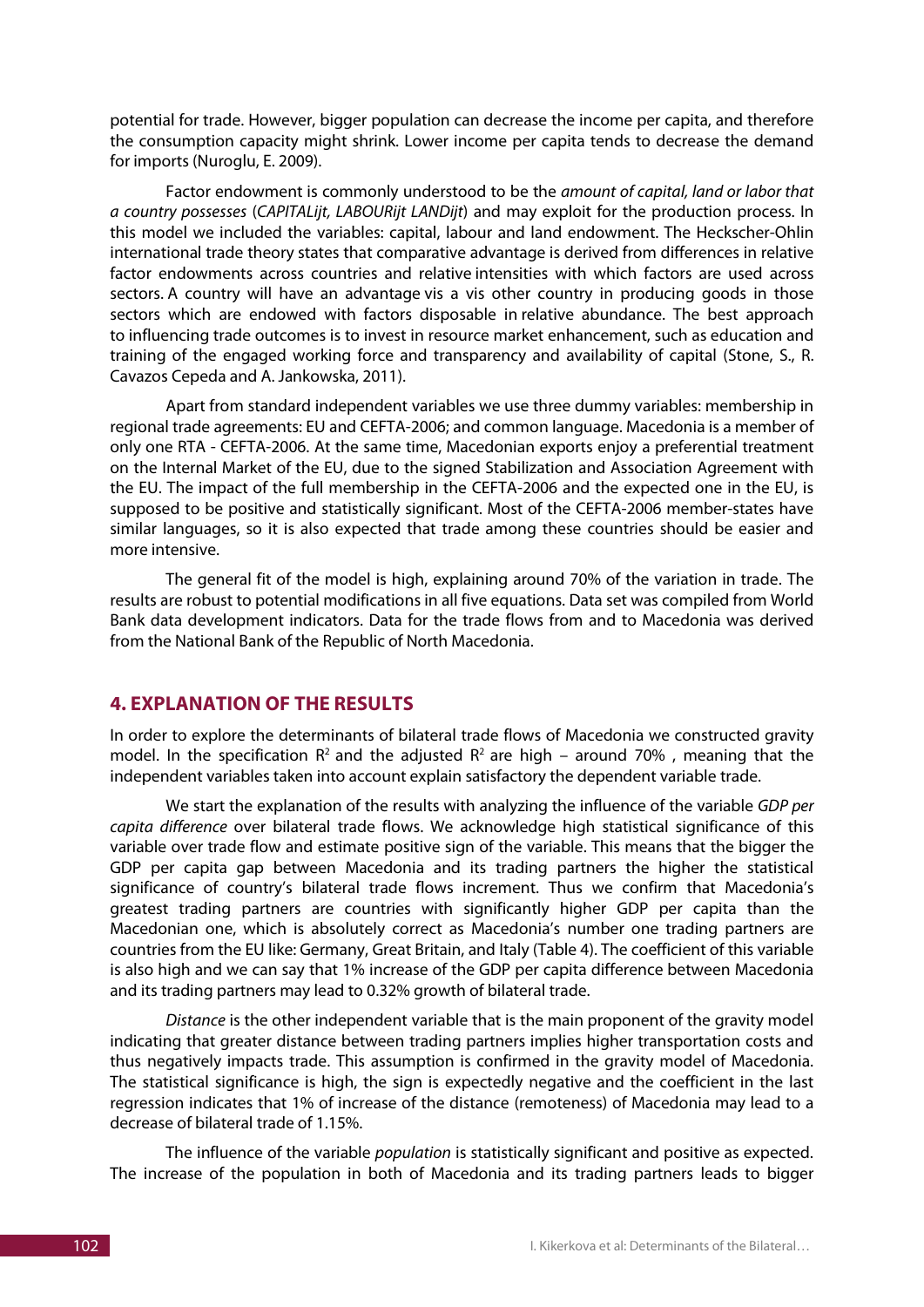potential for trade. However, bigger population can decrease the income per capita, and therefore the consumption capacity might shrink. Lower income per capita tends to decrease the demand for imports (Nuroglu, E. 2009).

Factor endowment is commonly understood to be the *amount of capital, land or labor that a country possesses* (*CAPITALijt, LABOURijt LANDijt*) and may exploit for the production process. In this model we included the variables: capital, labour and land endowment. The Heckscher-Ohlin international trade theory states that comparative advantage is derived from differences in relative factor endowments across countries and relative intensities with which factors are used across sectors. A country will have an advantage vis a vis other country in producing goods in those sectors which are endowed with factors disposable in relative abundance. The best approach to influencing trade outcomes is to invest in resource market enhancement, such as education and training of the engaged working force and transparency and availability of capital (Stone, S., R. Cavazos Cepeda and A. Jankowska, 2011).

Apart from standard independent variables we use three dummy variables: membership in regional trade agreements: EU and CEFTA-2006; and common language. Macedonia is a member of only one RTA - CEFTA-2006. At the same time, Macedonian exports enjoy a preferential treatment on the Internal Market of the EU, due to the signed Stabilization and Association Agreement with the EU. The impact of the full membership in the CEFTA-2006 and the expected one in the EU, is supposed to be positive and statistically significant. Most of the CEFTA-2006 member-states have similar languages, so it is also expected that trade among these countries should be easier and more intensive.

The general fit of the model is high, explaining around 70% of the variation in trade. The results are robust to potential modifications in all five equations. Data set was compiled from World Bank data development indicators. Data for the trade flows from and to Macedonia was derived from the National Bank of the Republic of North Macedonia.

## 4. EXPLANATION OF THE RESULTS

In order to explore the determinants of bilateral trade flows of Macedonia we constructed gravity model. In the specification $R^2$ and the adjusted $R^2$ are high – around 70% , meaning that the independent variables taken into account explain satisfactory the dependent variable trade.

We start the explanation of the results with analyzing the influence of the variable *GDP per capita difference* over bilateral trade flows. We acknowledge high statistical significance of this variable over trade flow and estimate positive sign of the variable. This means that the bigger the GDP per capita gap between Macedonia and its trading partners the higher the statistical significance of country's bilateral trade flows increment. Thus we confirm that Macedonia's greatest trading partners are countries with significantly higher GDP per capita than the Macedonian one, which is absolutely correct as Macedonia's number one trading partners are countries from the EU like: Germany, Great Britain, and Italy (Table 4). The coefficient of this variable is also high and we can say that 1% increase of the GDP per capita difference between Macedonia and its trading partners may lead to 0.32% growth of bilateral trade.

*Distance* is the other independent variable that is the main proponent of the gravity model indicating that greater distance between trading partners implies higher transportation costs and thus negatively impacts trade. This assumption is confirmed in the gravity model of Macedonia. The statistical significance is high, the sign is expectedly negative and the coefficient in the last regression indicates that 1% of increase of the distance (remoteness) of Macedonia may lead to a decrease of bilateral trade of 1.15%.

The influence of the variable *population* is statistically significant and positive as expected. The increase of the population in both of Macedonia and its trading partners leads to bigger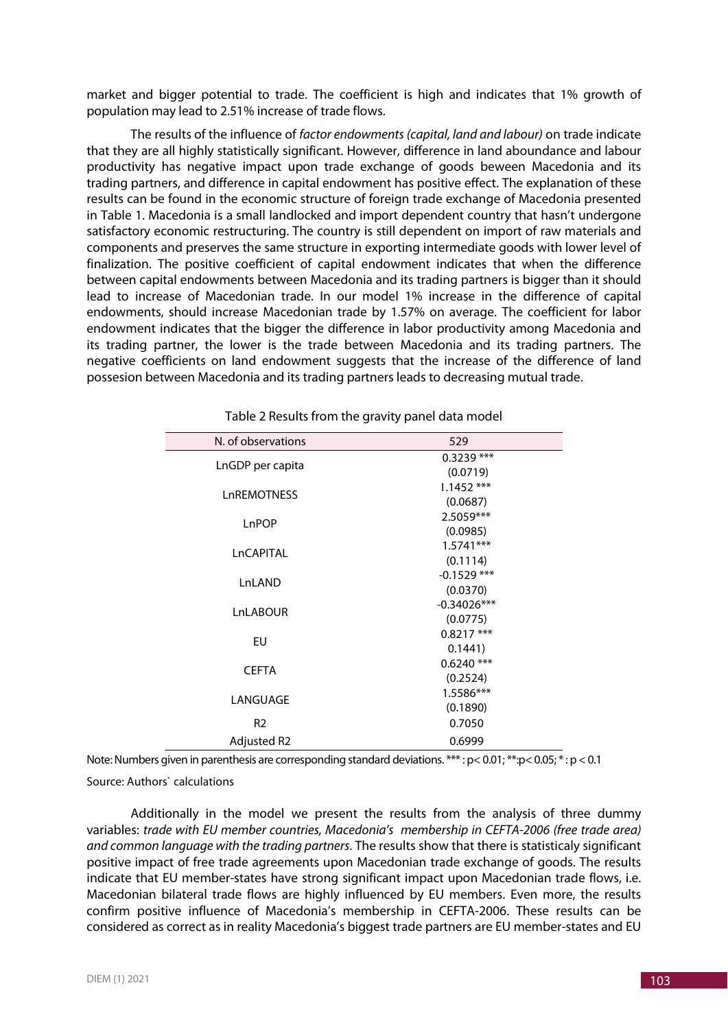market and bigger potential to trade. The coefficient is high and indicates that 1% growth of population may lead to 2.51% increase of trade flows.

The results of the influence of *factor endowments (capital, land and labour)* on trade indicate that they are all highly statistically significant. However, difference in land aboundance and labour productivity has negative impact upon trade exchange of goods beween Macedonia and its trading partners, and difference in capital endowment has positive effect. The explanation of these results can be found in the economic structure of foreign trade exchange of Macedonia presented in Table 1. Macedonia is a small landlocked and import dependent country that hasn't undergone satisfactory economic restructuring. The country is still dependent on import of raw materials and components and preserves the same structure in exporting intermediate goods with lower level of finalization. The positive coefficient of capital endowment indicates that when the difference between capital endowments between Macedonia and its trading partners is bigger than it should lead to increase of Macedonian trade. In our model 1% increase in the difference of capital endowments, should increase Macedonian trade by 1.57% on average. The coefficient for labor endowment indicates that the bigger the difference in labor productivity among Macedonia and its trading partner, the lower is the trade between Macedonia and its trading partners. The negative coefficients on land endowment suggests that the increase of the difference of land possesion between Macedonia and its trading partners leads to decreasing mutual trade.

Table 2 Results from the gravity panel data model

| N. of observations | 529 |
|---|---|
| LnGDP per capita | 0.3239 *** (0.0719) |
| LnREMOTNESS | 1.1452 *** (0.0687) |
| LnPOP | 2.5059*** (0.0985) |
| LnCAPITAL | 1.5741*** (0.1114) |
| LnLAND | -0.1529 *** (0.0370) |
| LnLABOUR | -0.34026*** (0.0775) |
| EU | 0.8217 *** 0.1441) |
| CEFTA | 0.6240 *** (0.2524) |
| LANGUAGE | 1.5586*** (0.1890) |
| R2 | 0.7050 |
| Adjusted R2 | 0.6999 |

Note: Numbers given in parenthesis are corresponding standard deviations. *** : p< 0.01; **:p< 0.05; * : p < 0.1

Source: Authors` calculations

Additionally in the model we present the results from the analysis of three dummy variables: *trade with EU member countries, Macedonia's membership in CEFTA-2006 (free trade area) and common language with the trading partners*. The results show that there is statisticaly significant positive impact of free trade agreements upon Macedonian trade exchange of goods. The results indicate that EU member-states have strong significant impact upon Macedonian trade flows, i.e. Macedonian bilateral trade flows are highly influenced by EU members. Even more, the results confirm positive influence of Macedonia's membership in CEFTA-2006. These results can be considered as correct as in reality Macedonia's biggest trade partners are EU member-states and EU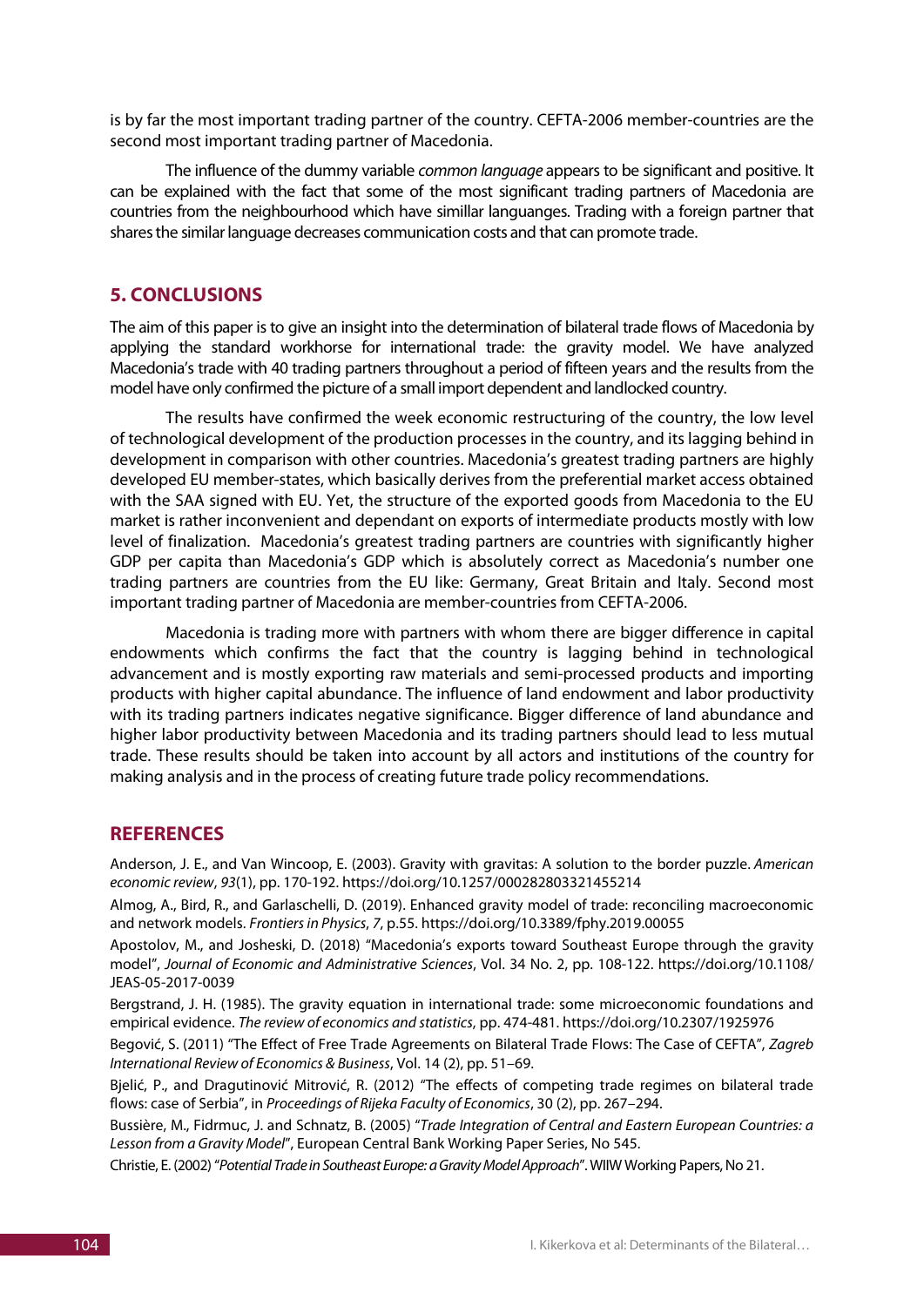is by far the most important trading partner of the country. CEFTA-2006 member-countries are the second most important trading partner of Macedonia.

The influence of the dummy variable *common language* appears to be significant and positive. It can be explained with the fact that some of the most significant trading partners of Macedonia are countries from the neighbourhood which have simillar languanges. Trading with a foreign partner that shares the similar language decreases communication costs and that can promote trade.

## 5. CONCLUSIONS

The aim of this paper is to give an insight into the determination of bilateral trade flows of Macedonia by applying the standard workhorse for international trade: the gravity model. We have analyzed Macedonia's trade with 40 trading partners throughout a period of fifteen years and the results from the model have only confirmed the picture of a small import dependent and landlocked country.

The results have confirmed the week economic restructuring of the country, the low level of technological development of the production processes in the country, and its lagging behind in development in comparison with other countries. Macedonia's greatest trading partners are highly developed EU member-states, which basically derives from the preferential market access obtained with the SAA signed with EU. Yet, the structure of the exported goods from Macedonia to the EU market is rather inconvenient and dependant on exports of intermediate products mostly with low level of finalization. Macedonia's greatest trading partners are countries with significantly higher GDP per capita than Macedonia's GDP which is absolutely correct as Macedonia's number one trading partners are countries from the EU like: Germany, Great Britain and Italy. Second most important trading partner of Macedonia are member-countries from CEFTA-2006.

Macedonia is trading more with partners with whom there are bigger difference in capital endowments which confirms the fact that the country is lagging behind in technological advancement and is mostly exporting raw materials and semi-processed products and importing products with higher capital abundance. The influence of land endowment and labor productivity with its trading partners indicates negative significance. Bigger difference of land abundance and higher labor productivity between Macedonia and its trading partners should lead to less mutual trade. These results should be taken into account by all actors and institutions of the country for making analysis and in the process of creating future trade policy recommendations.

## REFERENCES

Anderson, J. E., and Van Wincoop, E. (2003). Gravity with gravitas: A solution to the border puzzle. *American economic review*, *93*(1), pp. 170-192. https://doi.org/10.1257/000282803321455214

Almog, A., Bird, R., and Garlaschelli, D. (2019). Enhanced gravity model of trade: reconciling macroeconomic and network models. *Frontiers in Physics*, *7*, p.55. https://doi.org/10.3389/fphy.2019.00055

Apostolov, M., and Josheski, D. (2018) "Macedonia's exports toward Southeast Europe through the gravity model", *Journal of Economic and Administrative Sciences*, Vol. 34 No. 2, pp. 108-122. https://doi.org/10.1108/JEAS-05-2017-0039

Bergstrand, J. H. (1985). The gravity equation in international trade: some microeconomic foundations and empirical evidence. *The review of economics and statistics*, pp. 474-481. https://doi.org/10.2307/1925976

Begović, S. (2011) "The Effect of Free Trade Agreements on Bilateral Trade Flows: The Case of CEFTA", *Zagreb International Review of Economics & Business*, Vol. 14 (2), pp. 51–69.

Bjelić, P., and Dragutinović Mitrović, R. (2012) "The effects of competing trade regimes on bilateral trade flows: case of Serbia", in *Proceedings of Rijeka Faculty of Economics*, 30 (2), pp. 267–294.

Bussière, M., Fidrmuc, J. and Schnatz, B. (2005) "*Trade Integration of Central and Eastern European Countries: a Lesson from a Gravity Model*", European Central Bank Working Paper Series, No 545.

Christie, E. (2002) "*Potential Trade in Southeast Europe: a Gravity Model Approach*". WIIW Working Papers, No 21.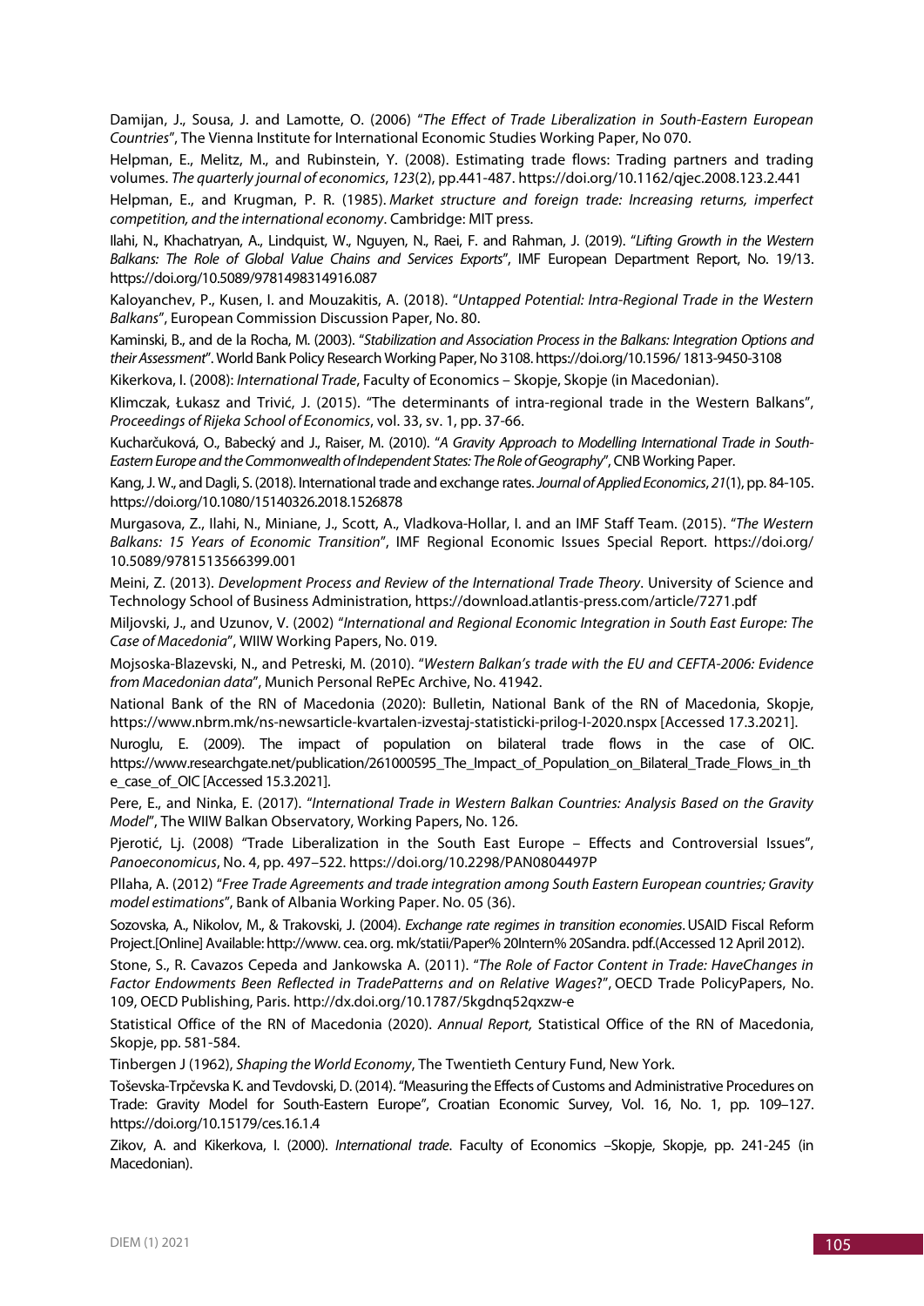Damijan, J., Sousa, J. and Lamotte, O. (2006) "*The Effect of Trade Liberalization in South-Eastern European Countries*", The Vienna Institute for International Economic Studies Working Paper, No 070.

Helpman, E., Melitz, M., and Rubinstein, Y. (2008). Estimating trade flows: Trading partners and trading volumes. *The quarterly journal of economics*, *123*(2), pp.441-487. https://doi.org/10.1162/qjec.2008.123.2.441

Helpman, E., and Krugman, P. R. (1985). *Market structure and foreign trade: Increasing returns, imperfect competition, and the international economy*. Cambridge: MIT press.

Ilahi, N., Khachatryan, A., Lindquist, W., Nguyen, N., Raei, F. and Rahman, J. (2019). "*Lifting Growth in the Western Balkans: The Role of Global Value Chains and Services Exports*", IMF European Department Report, No. 19/13. https://doi.org/10.5089/9781498314916.087

Kaloyanchev, P., Kusen, I. and Mouzakitis, A. (2018). "*Untapped Potential: Intra-Regional Trade in the Western Balkans*", European Commission Discussion Paper, No. 80.

Kaminski, B., and de la Rocha, M. (2003). "*Stabilization and Association Process in the Balkans: Integration Options and their Assessment*". World Bank Policy Research Working Paper, No 3108. https://doi.org/10.1596/ 1813-9450-3108

Kikerkova, I. (2008): *International Trade*, Faculty of Economics – Skopje, Skopje (in Macedonian).

Klimczak, Łukasz and Trivić, J. (2015). "The determinants of intra-regional trade in the Western Balkans", *Proceedings of Rijeka School of Economics*, vol. 33, sv. 1, pp. 37-66.

Kucharčuková, O., Babecký and J., Raiser, M. (2010). "*A Gravity Approach to Modelling International Trade in South-Eastern Europe and the Commonwealth of Independent States: The Role of Geography*", CNB Working Paper.

Kang, J. W., and Dagli, S. (2018). International trade and exchange rates. *Journal of Applied Economics*, *21*(1), pp. 84-105. https://doi.org/10.1080/15140326.2018.1526878

Murgasova, Z., Ilahi, N., Miniane, J., Scott, A., Vladkova-Hollar, I. and an IMF Staff Team. (2015). "*The Western Balkans: 15 Years of Economic Transition*", IMF Regional Economic Issues Special Report. https://doi.org/ 10.5089/9781513566399.001

Meini, Z. (2013). *Development Process and Review of the International Trade Theory*. University of Science and Technology School of Business Administration, https://download.atlantis-press.com/article/7271.pdf

Miljovski, J., and Uzunov, V. (2002) "*International and Regional Economic Integration in South East Europe: The Case of Macedonia*", WIIW Working Papers, No. 019.

Mojsoska-Blazevski, N., and Petreski, M. (2010). "*Western Balkan's trade with the EU and CEFTA-2006: Evidence from Macedonian data*", Munich Personal RePEc Archive, No. 41942.

National Bank of the RN of Macedonia (2020): Bulletin, National Bank of the RN of Macedonia, Skopje, https://www.nbrm.mk/ns-newsarticle-kvartalen-izvestaj-statisticki-prilog-I-2020.nspx [Accessed 17.3.2021].

Nuroglu, E. (2009). The impact of population on bilateral trade flows in the case of OIC. https://www.researchgate.net/publication/261000595_The_Impact_of_Population_on_Bilateral_Trade_Flows_in_the_case_of_OIC [Accessed 15.3.2021].

Pere, E., and Ninka, E. (2017). "*International Trade in Western Balkan Countries: Analysis Based on the Gravity Model*", The WIIW Balkan Observatory, Working Papers, No. 126.

Pjerotić, Lj. (2008) "Trade Liberalization in the South East Europe – Effects and Controversial Issues", *Panoeconomicus*, No. 4, pp. 497–522. https://doi.org/10.2298/PAN0804497P

Pllaha, A. (2012) "*Free Trade Agreements and trade integration among South Eastern European countries; Gravity model estimations*", Bank of Albania Working Paper. No. 05 (36).

Sozovska, A., Nikolov, M., & Trakovski, J. (2004). *Exchange rate regimes in transition economies*. USAID Fiscal Reform Project.[Online] Available: http://www. cea. org. mk/statii/Paper% 20Intern% 20Sandra. pdf.(Accessed 12 April 2012).

Stone, S., R. Cavazos Cepeda and Jankowska A. (2011). "*The Role of Factor Content in Trade: HaveChanges in Factor Endowments Been Reflected in TradePatterns and on Relative Wages*?", OECD Trade PolicyPapers, No. 109, OECD Publishing, Paris. http://dx.doi.org/10.1787/5kgdnq52qxzw-e

Statistical Office of the RN of Macedonia (2020). *Annual Report,* Statistical Office of the RN of Macedonia, Skopje, pp. 581-584.

Tinbergen J (1962), *Shaping the World Economy*, The Twentieth Century Fund, New York.

Toševska-Trpčevska K. and Tevdovski, D. (2014). "Measuring the Effects of Customs and Administrative Procedures on Trade: Gravity Model for South-Eastern Europe", Croatian Economic Survey, Vol. 16, No. 1, pp. 109–127. https://doi.org/10.15179/ces.16.1.4

Zikov, A. and Kikerkova, I. (2000). *International trade*. Faculty of Economics –Skopje, Skopje, pp. 241-245 (in Macedonian).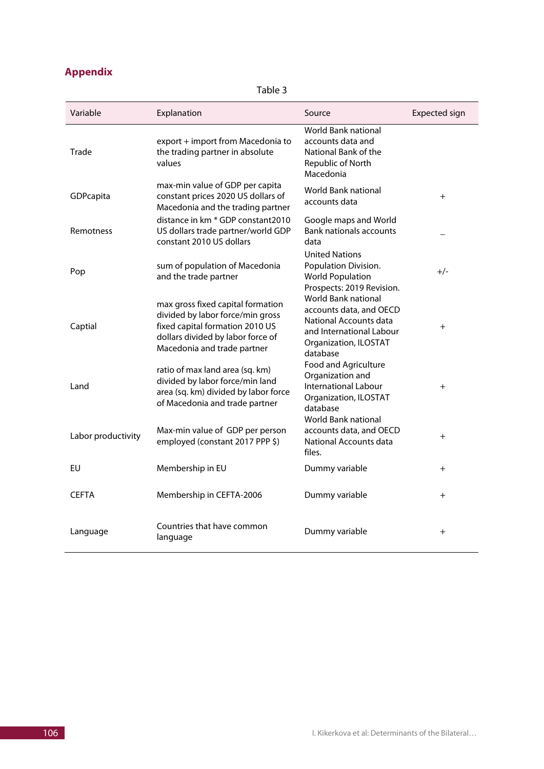## Appendix

Table 3

| Variable | Explanation | Source | Expected sign |
|---|---|---|---|
| Trade | export + import from Macedonia to the trading partner in absolute values | World Bank national accounts data and National Bank of the Republic of North Macedonia | |
| GDPcapita | max-min value of GDP per capita constant prices 2020 US dollars of Macedonia and the trading partner | World Bank national accounts data | + |
| Remotness | distance in km * GDP constant2010 US dollars trade partner/world GDP constant 2010 US dollars | Google maps and World Bank nationals accounts data | – |
| Pop | sum of population of Macedonia and the trade partner | United Nations Population Division. World Population Prospects: 2019 Revision. | +/- |
| Captial | max gross fixed capital formation divided by labor force/min gross fixed capital formation 2010 US dollars divided by labor force of Macedonia and trade partner | World Bank national accounts data, and OECD National Accounts data and International Labour Organization, ILOSTAT database | + |
| Land | ratio of max land area (sq. km) divided by labor force/min land area (sq. km) divided by labor force of Macedonia and trade partner | Food and Agriculture Organization and International Labour Organization, ILOSTAT database | + |
| Labor productivity | Max-min value of GDP per person employed (constant 2017 PPP $) | World Bank national accounts data, and OECD National Accounts data files. | + |
| EU | Membership in EU | Dummy variable | + |
| CEFTA | Membership in CEFTA-2006 | Dummy variable | + |
| Language | Countries that have common language | Dummy variable | + |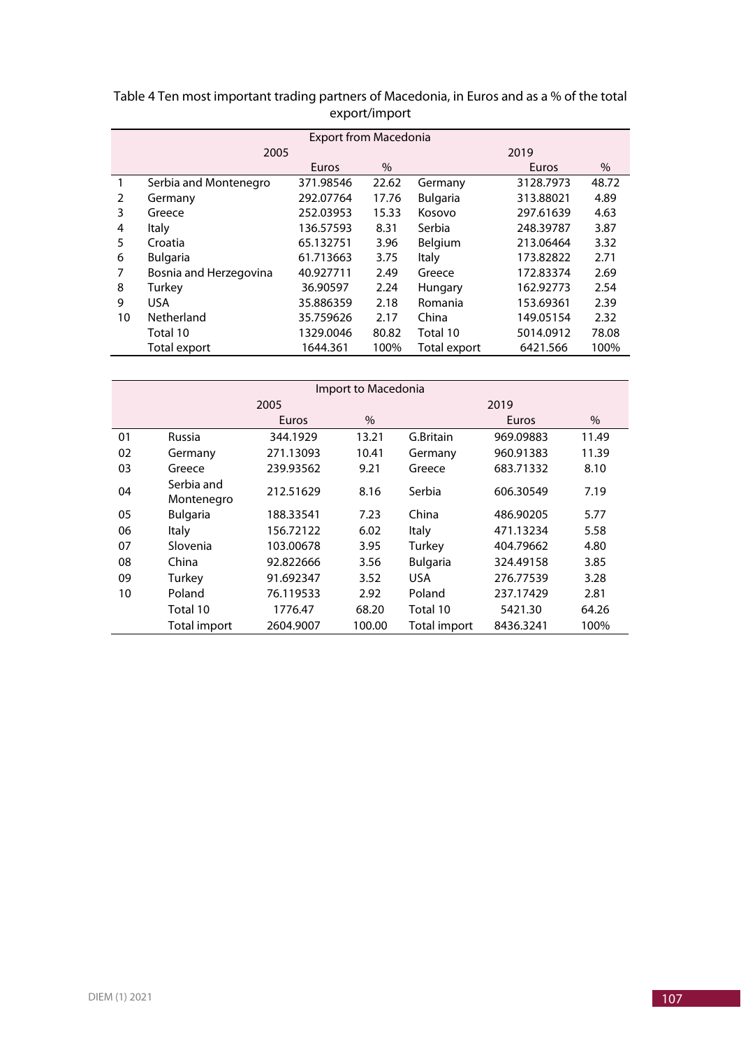Table 4 Ten most important trading partners of Macedonia, in Euros and as a % of the total export/import

| Export from Macedonia | | | | | | |
|---|---|---|---|---|---|---|
| | 2005 | | | 2019 | | |
| | | Euros | % | | Euros | % |
| 1 | Serbia and Montenegro | 371.98546 | 22.62 | Germany | 3128.7973 | 48.72 |
| 2 | Germany | 292.07764 | 17.76 | Bulgaria | 313.88021 | 4.89 |
| 3 | Greece | 252.03953 | 15.33 | Kosovo | 297.61639 | 4.63 |
| 4 | Italy | 136.57593 | 8.31 | Serbia | 248.39787 | 3.87 |
| 5 | Croatia | 65.132751 | 3.96 | Belgium | 213.06464 | 3.32 |
| 6 | Bulgaria | 61.713663 | 3.75 | Italy | 173.82822 | 2.71 |
| 7 | Bosnia and Herzegovina | 40.927711 | 2.49 | Greece | 172.83374 | 2.69 |
| 8 | Turkey | 36.90597 | 2.24 | Hungary | 162.92773 | 2.54 |
| 9 | USA | 35.886359 | 2.18 | Romania | 153.69361 | 2.39 |
| 10 | Netherland | 35.759626 | 2.17 | China | 149.05154 | 2.32 |
| | Total 10 | 1329.0046 | 80.82 | Total 10 | 5014.0912 | 78.08 |
| | Total export | 1644.361 | 100% | Total export | 6421.566 | 100% |

| Import to Macedonia | | | | | | |
|---|---|---|---|---|---|---|
| | 2005 | | | 2019 | | |
| | | Euros | % | | Euros | % |
| 01 | Russia | 344.1929 | 13.21 | G.Britain | 969.09883 | 11.49 |
| 02 | Germany | 271.13093 | 10.41 | Germany | 960.91383 | 11.39 |
| 03 | Greece | 239.93562 | 9.21 | Greece | 683.71332 | 8.10 |
| 04 | Serbia and Montenegro | 212.51629 | 8.16 | Serbia | 606.30549 | 7.19 |
| 05 | Bulgaria | 188.33541 | 7.23 | China | 486.90205 | 5.77 |
| 06 | Italy | 156.72122 | 6.02 | Italy | 471.13234 | 5.58 |
| 07 | Slovenia | 103.00678 | 3.95 | Turkey | 404.79662 | 4.80 |
| 08 | China | 92.822666 | 3.56 | Bulgaria | 324.49158 | 3.85 |
| 09 | Turkey | 91.692347 | 3.52 | USA | 276.77539 | 3.28 |
| 10 | Poland | 76.119533 | 2.92 | Poland | 237.17429 | 2.81 |
| | Total 10 | 1776.47 | 68.20 | Total 10 | 5421.30 | 64.26 |
| | Total import | 2604.9007 | 100.00 | Total import | 8436.3241 | 100% |